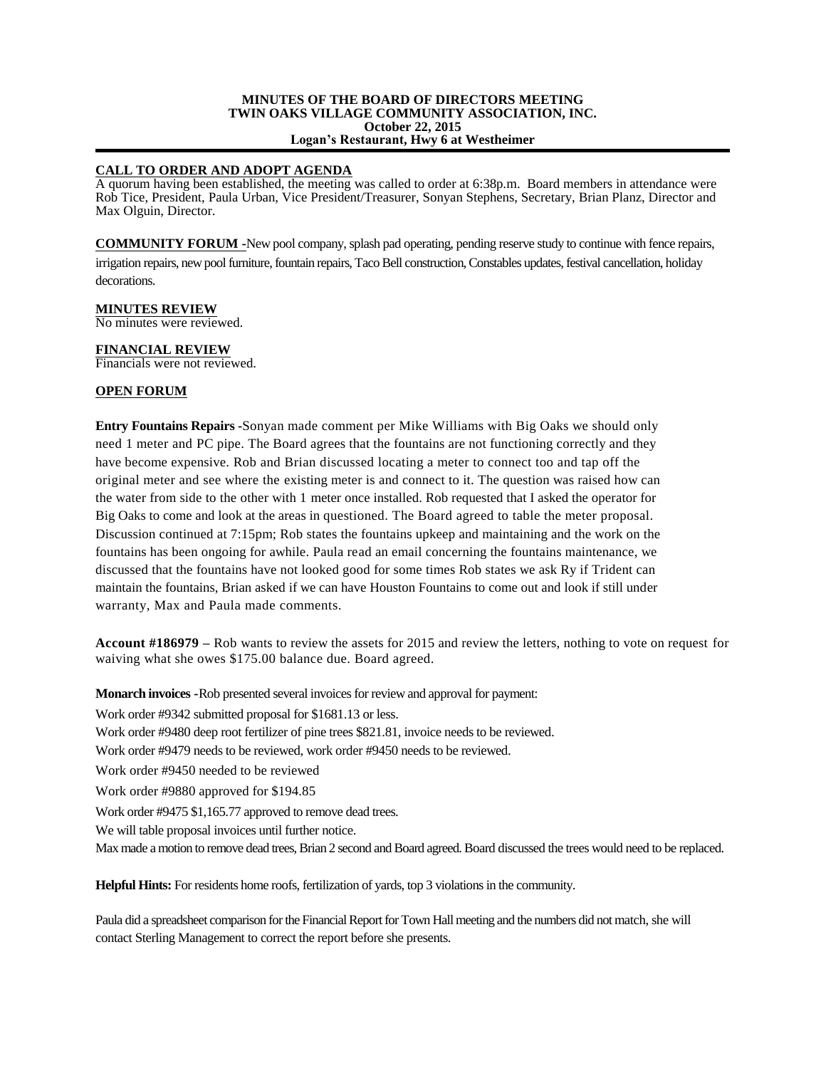**MINUTES OF THE BOARD OF DIRECTORS MEETING**
**TWIN OAKS VILLAGE COMMUNITY ASSOCIATION, INC.**
**October 22, 2015**
**Logan's Restaurant, Hwy 6 at Westheimer**

## CALL TO ORDER AND ADOPT AGENDA

A quorum having been established, the meeting was called to order at 6:38p.m. Board members in attendance were Rob Tice, President, Paula Urban, Vice President/Treasurer, Sonyan Stephens, Secretary, Brian Planz, Director and Max Olguin, Director.

**COMMUNITY FORUM -** New pool company, splash pad operating, pending reserve study to continue with fence repairs, irrigation repairs, new pool furniture, fountain repairs, Taco Bell construction, Constables updates, festival cancellation, holiday decorations.

## MINUTES REVIEW

No minutes were reviewed.

## FINANCIAL REVIEW

Financials were not reviewed.

## OPEN FORUM

**Entry Fountains Repairs** -Sonyan made comment per Mike Williams with Big Oaks we should only need 1 meter and PC pipe. The Board agrees that the fountains are not functioning correctly and they have become expensive. Rob and Brian discussed locating a meter to connect too and tap off the original meter and see where the existing meter is and connect to it. The question was raised how can the water from side to the other with 1 meter once installed. Rob requested that I asked the operator for Big Oaks to come and look at the areas in questioned. The Board agreed to table the meter proposal. Discussion continued at 7:15pm; Rob states the fountains upkeep and maintaining and the work on the fountains has been ongoing for awhile. Paula read an email concerning the fountains maintenance, we discussed that the fountains have not looked good for some times Rob states we ask Ry if Trident can maintain the fountains, Brian asked if we can have Houston Fountains to come out and look if still under warranty, Max and Paula made comments.

**Account #186979 –** Rob wants to review the assets for 2015 and review the letters, nothing to vote on request for waiving what she owes $175.00 balance due. Board agreed.

**Monarch invoices -** Rob presented several invoices for review and approval for payment:

Work order #9342 submitted proposal for $1681.13 or less.

Work order #9480 deep root fertilizer of pine trees $821.81, invoice needs to be reviewed.

Work order #9479 needs to be reviewed, work order #9450 needs to be reviewed.

Work order #9450 needed to be reviewed

Work order #9880 approved for $194.85

Work order #9475 $1,165.77 approved to remove dead trees.

We will table proposal invoices until further notice.

Max made a motion to remove dead trees, Brian 2 second and Board agreed. Board discussed the trees would need to be replaced.

**Helpful Hints:** For residents home roofs, fertilization of yards, top 3 violations in the community.

Paula did a spreadsheet comparison for the Financial Report for Town Hall meeting and the numbers did not match, she will contact Sterling Management to correct the report before she presents.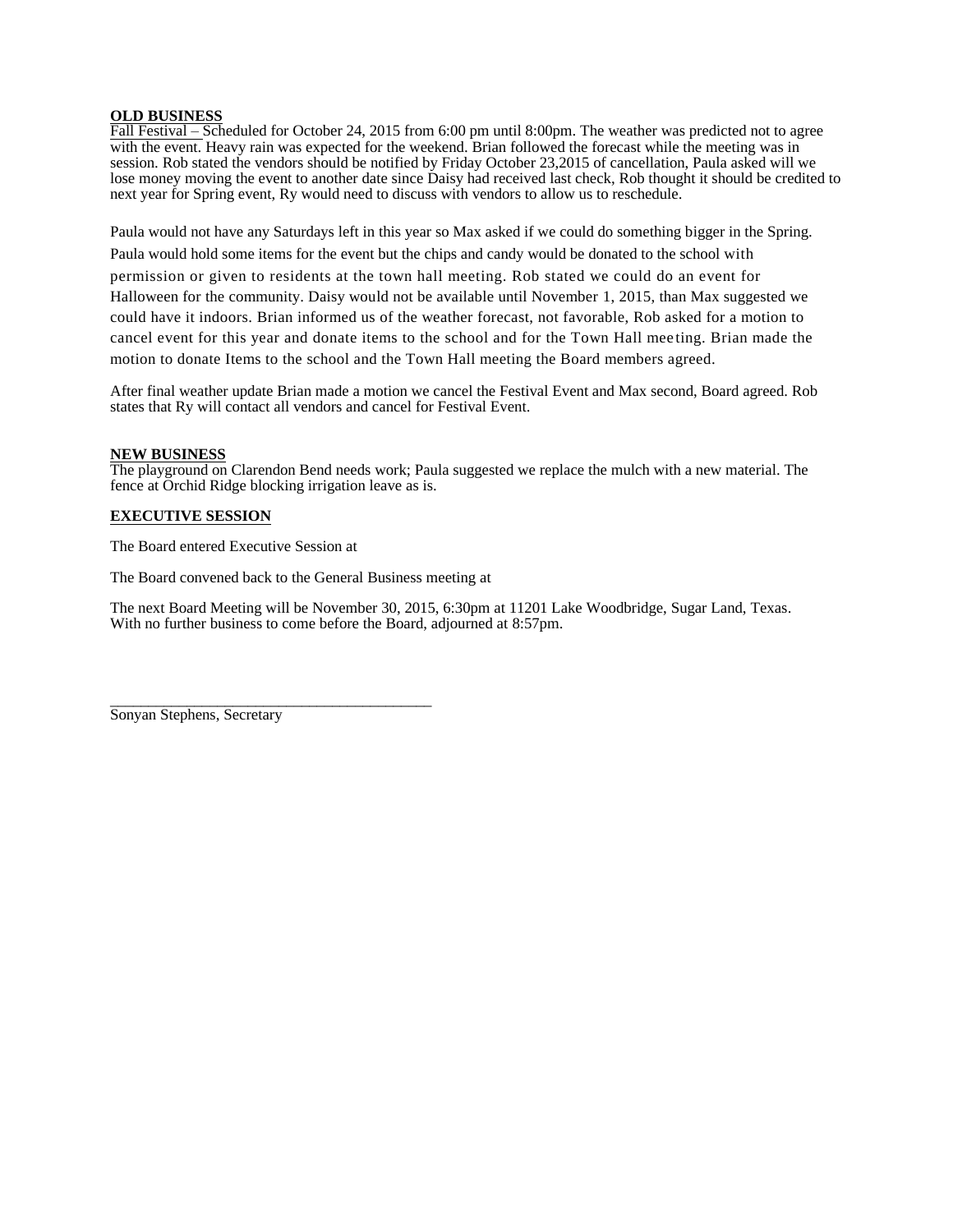**OLD BUSINESS**

Fall Festival – Scheduled for October 24, 2015 from 6:00 pm until 8:00pm. The weather was predicted not to agree with the event. Heavy rain was expected for the weekend. Brian followed the forecast while the meeting was in session. Rob stated the vendors should be notified by Friday October 23,2015 of cancellation, Paula asked will we lose money moving the event to another date since Daisy had received last check, Rob thought it should be credited to next year for Spring event, Ry would need to discuss with vendors to allow us to reschedule.

Paula would not have any Saturdays left in this year so Max asked if we could do something bigger in the Spring. Paula would hold some items for the event but the chips and candy would be donated to the school with permission or given to residents at the town hall meeting. Rob stated we could do an event for Halloween for the community. Daisy would not be available until November 1, 2015, than Max suggested we could have it indoors. Brian informed us of the weather forecast, not favorable, Rob asked for a motion to cancel event for this year and donate items to the school and for the Town Hall meeting. Brian made the motion to donate Items to the school and the Town Hall meeting the Board members agreed.

After final weather update Brian made a motion we cancel the Festival Event and Max second, Board agreed. Rob states that Ry will contact all vendors and cancel for Festival Event.

**NEW BUSINESS**

The playground on Clarendon Bend needs work; Paula suggested we replace the mulch with a new material. The fence at Orchid Ridge blocking irrigation leave as is.

**EXECUTIVE SESSION**

The Board entered Executive Session at

The Board convened back to the General Business meeting at

The next Board Meeting will be November 30, 2015, 6:30pm at 11201 Lake Woodbridge, Sugar Land, Texas. With no further business to come before the Board, adjourned at 8:57pm.

\_\_\_\_\_\_\_\_\_\_\_\_\_\_\_\_\_\_\_\_\_\_\_\_\_\_\_\_\_\_\_\_\_\_\_\_\_\_\_\_\_\_

Sonyan Stephens, Secretary